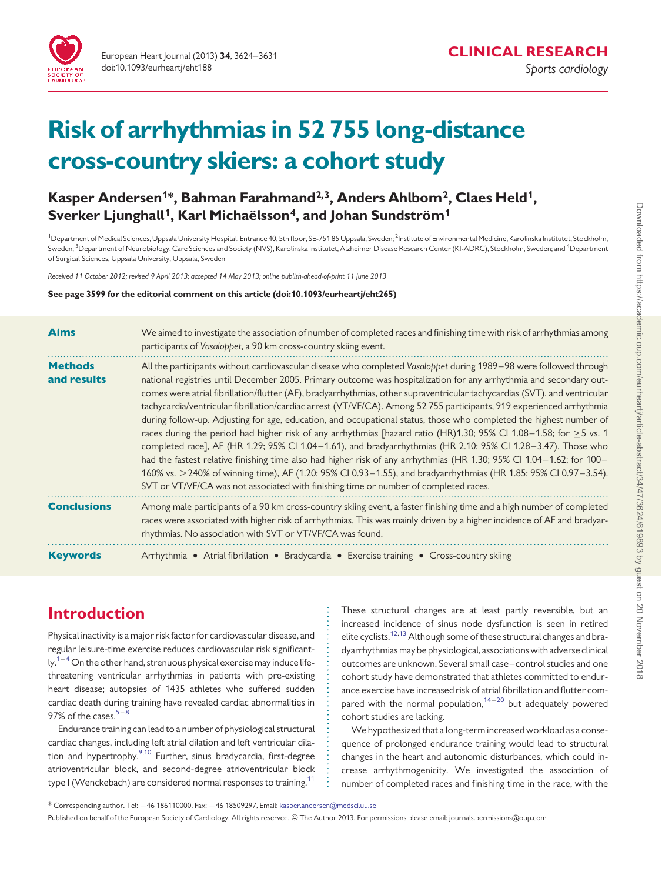# Risk of arrhythmias in 52 755 long-distance cross-country skiers: a cohort study

**Kasper Andersen[1]\*, Bahman Farahmand[2,3], Anders Ahlbom[2], Claes Held[1], Sverker Ljunghall[1], Karl Michaëlsson[4], and Johan Sundström[1]**

[1]Department of Medical Sciences, Uppsala University Hospital, Entrance 40, 5th floor, SE-751 85 Uppsala, Sweden; [2]Institute of Environmental Medicine, Karolinska Institutet, Stockholm, Sweden; [3]Department of Neurobiology, Care Sciences and Society (NVS), Karolinska Institutet, Alzheimer Disease Research Center (KI-ADRC), Stockholm, Sweden; and [4]Department of Surgical Sciences, Uppsala University, Uppsala, Sweden

*Received 11 October 2012; revised 9 April 2013; accepted 14 May 2013; online publish-ahead-of-print 11 June 2013*

**See page 3599 for the editorial comment on this article (doi:10.1093/eurheartj/eht265)**

**Aims** We aimed to investigate the association of number of completed races and finishing time with risk of arrhythmias among participants of *Vasaloppet*, a 90 km cross-country skiing event.

**Methods and results** All the participants without cardiovascular disease who completed *Vasaloppet* during 1989–98 were followed through national registries until December 2005. Primary outcome was hospitalization for any arrhythmia and secondary outcomes were atrial fibrillation/flutter (AF), bradyarrhythmias, other supraventricular tachycardias (SVT), and ventricular tachycardia/ventricular fibrillation/cardiac arrest (VT/VF/CA). Among 52 755 participants, 919 experienced arrhythmia during follow-up. Adjusting for age, education, and occupational status, those who completed the highest number of races during the period had higher risk of any arrhythmias [hazard ratio (HR)1.30; 95% CI 1.08–1.58; for ≥5 vs. 1 completed race], AF (HR 1.29; 95% CI 1.04–1.61), and bradyarrhythmias (HR 2.10; 95% CI 1.28–3.47). Those who had the fastest relative finishing time also had higher risk of any arrhythmias (HR 1.30; 95% CI 1.04–1.62; for 100–160% vs. >240% of winning time), AF (1.20; 95% CI 0.93–1.55), and bradyarrhythmias (HR 1.85; 95% CI 0.97–3.54). SVT or VT/VF/CA was not associated with finishing time or number of completed races.

**Conclusions** Among male participants of a 90 km cross-country skiing event, a faster finishing time and a high number of completed races were associated with higher risk of arrhythmias. This was mainly driven by a higher incidence of AF and bradyarrhythmias. No association with SVT or VT/VF/CA was found.

**Keywords** Arrhythmia • Atrial fibrillation • Bradycardia • Exercise training • Cross-country skiing

## Introduction

Physical inactivity is a major risk factor for cardiovascular disease, and regular leisure-time exercise reduces cardiovascular risk significantly.[1–4] On the other hand, strenuous physical exercise may induce life-threatening ventricular arrhythmias in patients with pre-existing heart disease; autopsies of 1435 athletes who suffered sudden cardiac death during training have revealed cardiac abnormalities in 97% of the cases.[5–8]

Endurance training can lead to a number of physiological structural cardiac changes, including left atrial dilation and left ventricular dilation and hypertrophy.[9,10] Further, sinus bradycardia, first-degree atrioventricular block, and second-degree atrioventricular block type I (Wenckebach) are considered normal responses to training.[11] These structural changes are at least partly reversible, but an increased incidence of sinus node dysfunction is seen in retired elite cyclists.[12,13] Although some of these structural changes and bradyarrhythmias may be physiological, associations with adverse clinical outcomes are unknown. Several small case–control studies and one cohort study have demonstrated that athletes committed to endurance exercise have increased risk of atrial fibrillation and flutter compared with the normal population,[14–20] but adequately powered cohort studies are lacking.

We hypothesized that a long-term increased workload as a consequence of prolonged endurance training would lead to structural changes in the heart and autonomic disturbances, which could increase arrhythmogenicity. We investigated the association of number of completed races and finishing time in the race, with the

\* Corresponding author. Tel: +46 186110000, Fax: +46 18509297, Email: kasper.andersen@medsci.uu.se

Published on behalf of the European Society of Cardiology. All rights reserved. © The Author 2013. For permissions please email: journals.permissions@oup.com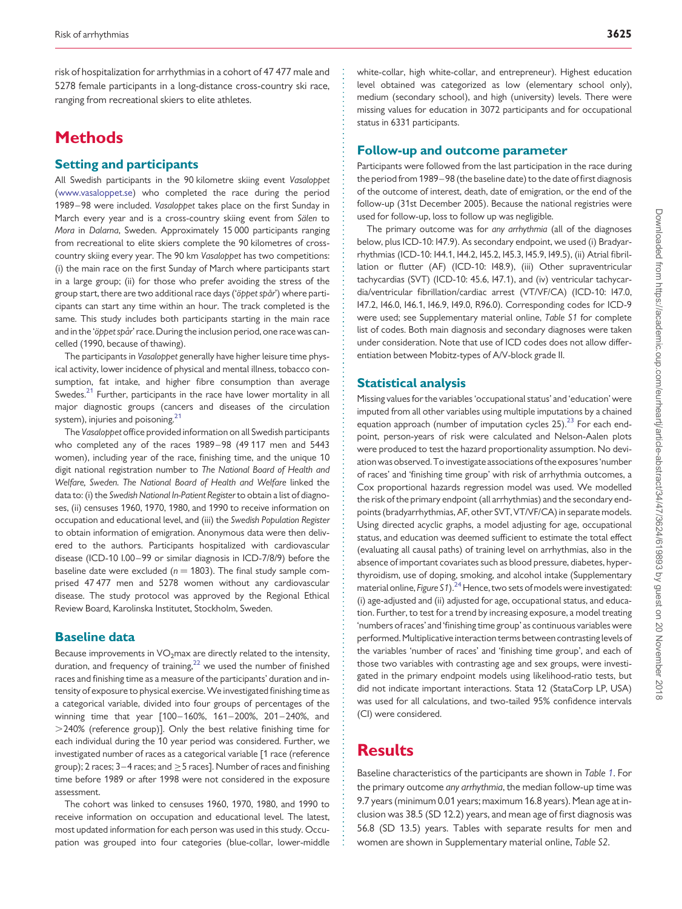risk of hospitalization for arrhythmias in a cohort of 47 477 male and 5278 female participants in a long-distance cross-country ski race, ranging from recreational skiers to elite athletes.

# Methods

## Setting and participants

All Swedish participants in the 90 kilometre skiing event *Vasaloppet* (www.vasaloppet.se) who completed the race during the period 1989–98 were included. *Vasaloppet* takes place on the first Sunday in March every year and is a cross-country skiing event from *Sälen* to *Mora* in *Dalarna*, Sweden. Approximately 15 000 participants ranging from recreational to elite skiers complete the 90 kilometres of cross-country skiing every year. The 90 km *Vasaloppet* has two competitions: (i) the main race on the first Sunday of March where participants start in a large group; (ii) for those who prefer avoiding the stress of the group start, there are two additional race days ('*öppet spår*') where participants can start any time within an hour. The track completed is the same. This study includes both participants starting in the main race and in the '*öppet spår*' race. During the inclusion period, one race was cancelled (1990, because of thawing).

The participants in *Vasaloppet* generally have higher leisure time physical activity, lower incidence of physical and mental illness, tobacco consumption, fat intake, and higher fibre consumption than average Swedes.[21] Further, participants in the race have lower mortality in all major diagnostic groups (cancers and diseases of the circulation system), injuries and poisoning.[21]

The *Vasaloppet* office provided information on all Swedish participants who completed any of the races 1989–98 (49 117 men and 5443 women), including year of the race, finishing time, and the unique 10 digit national registration number to *The National Board of Health and Welfare, Sweden. The National Board of Health and Welfare* linked the data to: (i) the *Swedish National In-Patient Register* to obtain a list of diagnoses, (ii) censuses 1960, 1970, 1980, and 1990 to receive information on occupation and educational level, and (iii) the *Swedish Population Register* to obtain information of emigration. Anonymous data were then delivered to the authors. Participants hospitalized with cardiovascular disease (ICD-10 I.00–99 or similar diagnosis in ICD-7/8/9) before the baseline date were excluded ($n = 1803$). The final study sample comprised 47 477 men and 5278 women without any cardiovascular disease. The study protocol was approved by the Regional Ethical Review Board, Karolinska Institutet, Stockholm, Sweden.

## Baseline data

Because improvements in $VO_2$max are directly related to the intensity, duration, and frequency of training,[22] we used the number of finished races and finishing time as a measure of the participants' duration and intensity of exposure to physical exercise. We investigated finishing time as a categorical variable, divided into four groups of percentages of the winning time that year [100–160%, 161–200%, 201–240%, and >240% (reference group)]. Only the best relative finishing time for each individual during the 10 year period was considered. Further, we investigated number of races as a categorical variable [1 race (reference group); 2 races; 3–4 races; and ≥5 races]. Number of races and finishing time before 1989 or after 1998 were not considered in the exposure assessment.

The cohort was linked to censuses 1960, 1970, 1980, and 1990 to receive information on occupation and educational level. The latest, most updated information for each person was used in this study. Occupation was grouped into four categories (blue-collar, lower-middle white-collar, high white-collar, and entrepreneur). Highest education level obtained was categorized as low (elementary school only), medium (secondary school), and high (university) levels. There were missing values for education in 3072 participants and for occupational status in 6331 participants.

## Follow-up and outcome parameter

Participants were followed from the last participation in the race during the period from 1989–98 (the baseline date) to the date of first diagnosis of the outcome of interest, death, date of emigration, or the end of the follow-up (31st December 2005). Because the national registries were used for follow-up, loss to follow up was negligible.

The primary outcome was for *any arrhythmia* (all of the diagnoses below, plus ICD-10: I47.9). As secondary endpoint, we used (i) Bradyarrhythmias (ICD-10: I44.1, I44.2, I45.2, I45.3, I45.9, I49.5), (ii) Atrial fibrillation or flutter (AF) (ICD-10: I48.9), (iii) Other supraventricular tachycardias (SVT) (ICD-10: 45.6, I47.1), and (iv) ventricular tachycardia/ventricular fibrillation/cardiac arrest (VT/VF/CA) (ICD-10: I47.0, I47.2, I46.0, I46.1, I46.9, I49.0, R96.0). Corresponding codes for ICD-9 were used; see Supplementary material online, *Table S1* for complete list of codes. Both main diagnosis and secondary diagnoses were taken under consideration. Note that use of ICD codes does not allow differentiation between Mobitz-types of A/V-block grade II.

## Statistical analysis

Missing values for the variables 'occupational status' and 'education' were imputed from all other variables using multiple imputations by a chained equation approach (number of imputation cycles 25).[23] For each endpoint, person-years of risk were calculated and Nelson-Aalen plots were produced to test the hazard proportionality assumption. No deviation was observed. To investigate associations of the exposures 'number of races' and 'finishing time group' with risk of arrhythmia outcomes, a Cox proportional hazards regression model was used. We modelled the risk of the primary endpoint (all arrhythmias) and the secondary endpoints (bradyarrhythmias, AF, other SVT, VT/VF/CA) in separate models. Using directed acyclic graphs, a model adjusting for age, occupational status, and education was deemed sufficient to estimate the total effect (evaluating all causal paths) of training level on arrhythmias, also in the absence of important covariates such as blood pressure, diabetes, hyperthyroidism, use of doping, smoking, and alcohol intake (Supplementary material online, *Figure S1*).[24] Hence, two sets of models were investigated: (i) age-adjusted and (ii) adjusted for age, occupational status, and education. Further, to test for a trend by increasing exposure, a model treating 'numbers of races' and 'finishing time group' as continuous variables were performed. Multiplicative interaction terms between contrasting levels of the variables 'number of races' and 'finishing time group', and each of those two variables with contrasting age and sex groups, were investigated in the primary endpoint models using likelihood-ratio tests, but did not indicate important interactions. Stata 12 (StataCorp LP, USA) was used for all calculations, and two-tailed 95% confidence intervals (CI) were considered.

# Results

Baseline characteristics of the participants are shown in *Table 1*. For the primary outcome *any arrhythmia*, the median follow-up time was 9.7 years (minimum 0.01 years; maximum 16.8 years). Mean age at inclusion was 38.5 (SD 12.2) years, and mean age of first diagnosis was 56.8 (SD 13.5) years. Tables with separate results for men and women are shown in Supplementary material online, *Table S2*.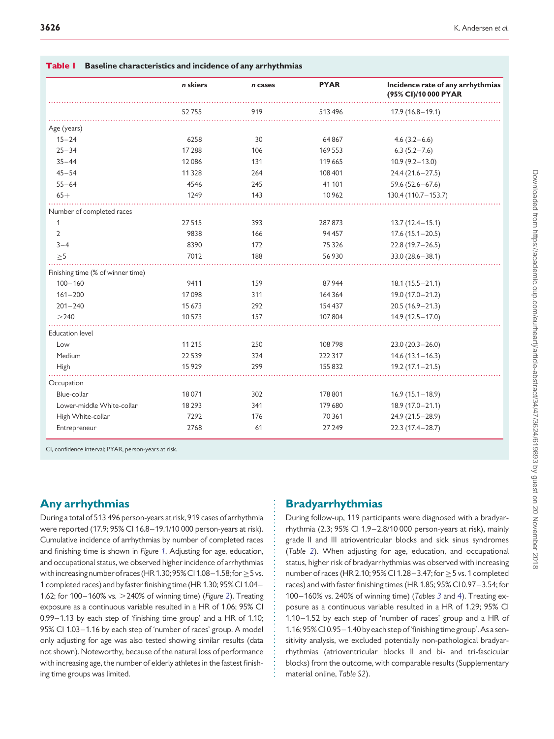**Table 1** Baseline characteristics and incidence of any arrhythmias

| | *n* skiers | *n* cases | PYAR | Incidence rate of any arrhythmias (95% CI)/10 000 PYAR |
|---|---|---|---|---|
| | 52 755 | 919 | 513 496 | 17.9 (16.8–19.1) |
| Age (years) | | | | |
| 15–24 | 6258 | 30 | 64 867 | 4.6 (3.2–6.6) |
| 25–34 | 17 288 | 106 | 169 553 | 6.3 (5.2–7.6) |
| 35–44 | 12 086 | 131 | 119 665 | 10.9 (9.2–13.0) |
| 45–54 | 11 328 | 264 | 108 401 | 24.4 (21.6–27.5) |
| 55–64 | 4546 | 245 | 41 101 | 59.6 (52.6–67.6) |
| 65+ | 1249 | 143 | 10 962 | 130.4 (110.7–153.7) |
| Number of completed races | | | | |
| 1 | 27 515 | 393 | 287 873 | 13.7 (12.4–15.1) |
| 2 | 9838 | 166 | 94 457 | 17.6 (15.1–20.5) |
| 3–4 | 8390 | 172 | 75 326 | 22.8 (19.7–26.5) |
| ≥5 | 7012 | 188 | 56 930 | 33.0 (28.6–38.1) |
| Finishing time (% of winner time) | | | | |
| 100–160 | 9411 | 159 | 87 944 | 18.1 (15.5–21.1) |
| 161–200 | 17 098 | 311 | 164 364 | 19.0 (17.0–21.2) |
| 201–240 | 15 673 | 292 | 154 437 | 20.5 (16.9–21.3) |
| >240 | 10 573 | 157 | 107 804 | 14.9 (12.5–17.0) |
| Education level | | | | |
| Low | 11 215 | 250 | 108 798 | 23.0 (20.3–26.0) |
| Medium | 22 539 | 324 | 222 317 | 14.6 (13.1–16.3) |
| High | 15 929 | 299 | 155 832 | 19.2 (17.1–21.5) |
| Occupation | | | | |
| Blue-collar | 18 071 | 302 | 178 801 | 16.9 (15.1–18.9) |
| Lower-middle White-collar | 18 293 | 341 | 179 680 | 18.9 (17.0–21.1) |
| High White-collar | 7292 | 176 | 70 361 | 24.9 (21.5–28.9) |
| Entrepreneur | 2768 | 61 | 27 249 | 22.3 (17.4–28.7) |

CI, confidence interval; PYAR, person-years at risk.

## Any arrhythmias

During a total of 513 496 person-years at risk, 919 cases of arrhythmia were reported (17.9; 95% CI 16.8–19.1/10 000 person-years at risk). Cumulative incidence of arrhythmias by number of completed races and finishing time is shown in *Figure 1*. Adjusting for age, education, and occupational status, we observed higher incidence of arrhythmias with increasing number of races (HR 1.30; 95% CI 1.08–1.58; for ≥5 vs. 1 completed races) and by faster finishing time (HR 1.30; 95% CI 1.04–1.62; for 100–160% vs. >240% of winning time) (*Figure 2*). Treating exposure as a continuous variable resulted in a HR of 1.06; 95% CI 0.99–1.13 by each step of 'finishing time group' and a HR of 1.10; 95% CI 1.03–1.16 by each step of 'number of races' group. A model only adjusting for age was also tested showing similar results (data not shown). Noteworthy, because of the natural loss of performance with increasing age, the number of elderly athletes in the fastest finishing time groups was limited.

## Bradyarrhythmias

During follow-up, 119 participants were diagnosed with a bradyarrhythmia (2.3; 95% CI 1.9–2.8/10 000 person-years at risk), mainly grade II and III atrioventricular blocks and sick sinus syndromes (*Table 2*). When adjusting for age, education, and occupational status, higher risk of bradyarrhythmias was observed with increasing number of races (HR 2.10; 95% CI 1.28–3.47; for ≥5 vs. 1 completed races) and with faster finishing times (HR 1.85; 95% CI 0.97–3.54; for 100–160% vs. 240% of winning time) (*Tables 3* and *4*). Treating exposure as a continuous variable resulted in a HR of 1.29; 95% CI 1.10–1.52 by each step of 'number of races' group and a HR of 1.16; 95% CI 0.95–1.40 by each step of 'finishing time group'. As a sensitivity analysis, we excluded potentially non-pathological bradyarrhythmias (atrioventricular blocks II and bi- and tri-fascicular blocks) from the outcome, with comparable results (Supplementary material online, *Table S2*).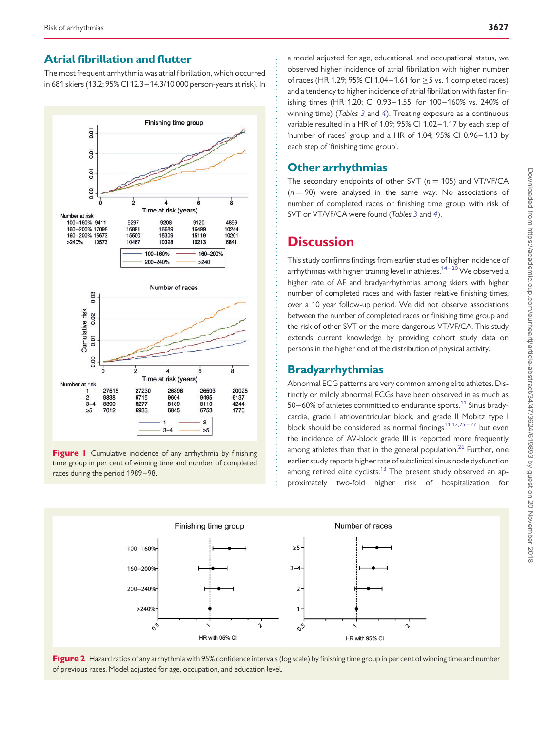## Atrial fibrillation and flutter

The most frequent arrhythmia was atrial fibrillation, which occurred in 681 skiers (13.2; 95% CI 12.3–14.3/10 000 person-years at risk). In a model adjusted for age, educational, and occupational status, we observed higher incidence of atrial fibrillation with higher number of races (HR 1.29; 95% CI 1.04–1.61 for ≥5 vs. 1 completed races) and a tendency to higher incidence of atrial fibrillation with faster finishing times (HR 1.20; CI 0.93–1.55; for 100–160% vs. 240% of winning time) (*Tables 3* and *4*). Treating exposure as a continuous variable resulted in a HR of 1.09; 95% CI 1.02–1.17 by each step of 'number of races' group and a HR of 1.04; 95% CI 0.96–1.13 by each step of 'finishing time group'.

**Figure 1** Cumulative incidence of any arrhythmia by finishing time group in per cent of winning time and number of completed races during the period 1989–98.

## Other arrhythmias

The secondary endpoints of other SVT ($n = 105$) and VT/VF/CA ($n = 90$) were analysed in the same way. No associations of number of completed races or finishing time group with risk of SVT or VT/VF/CA were found (*Tables 3* and *4*).

# Discussion

This study confirms findings from earlier studies of higher incidence of arrhythmias with higher training level in athletes.[14–20] We observed a higher rate of AF and bradyarrhythmias among skiers with higher number of completed races and with faster relative finishing times, over a 10 year follow-up period. We did not observe associations between the number of completed races or finishing time group and the risk of other SVT or the more dangerous VT/VF/CA. This study extends current knowledge by providing cohort study data on persons in the higher end of the distribution of physical activity.

## Bradyarrhythmias

Abnormal ECG patterns are very common among elite athletes. Distinctly or mildly abnormal ECGs have been observed in as much as 50–60% of athletes committed to endurance sports.[11] Sinus bradycardia, grade I atrioventricular block, and grade II Mobitz type I block should be considered as normal findings[11,12,25–27] but even the incidence of AV-block grade III is reported more frequently among athletes than that in the general population.[26] Further, one earlier study reports higher rate of subclinical sinus node dysfunction among retired elite cyclists.[13] The present study observed an approximately two-fold higher risk of hospitalization for

**Figure 2** Hazard ratios of any arrhythmia with 95% confidence intervals (log scale) by finishing time group in per cent of winning time and number of previous races. Model adjusted for age, occupation, and education level.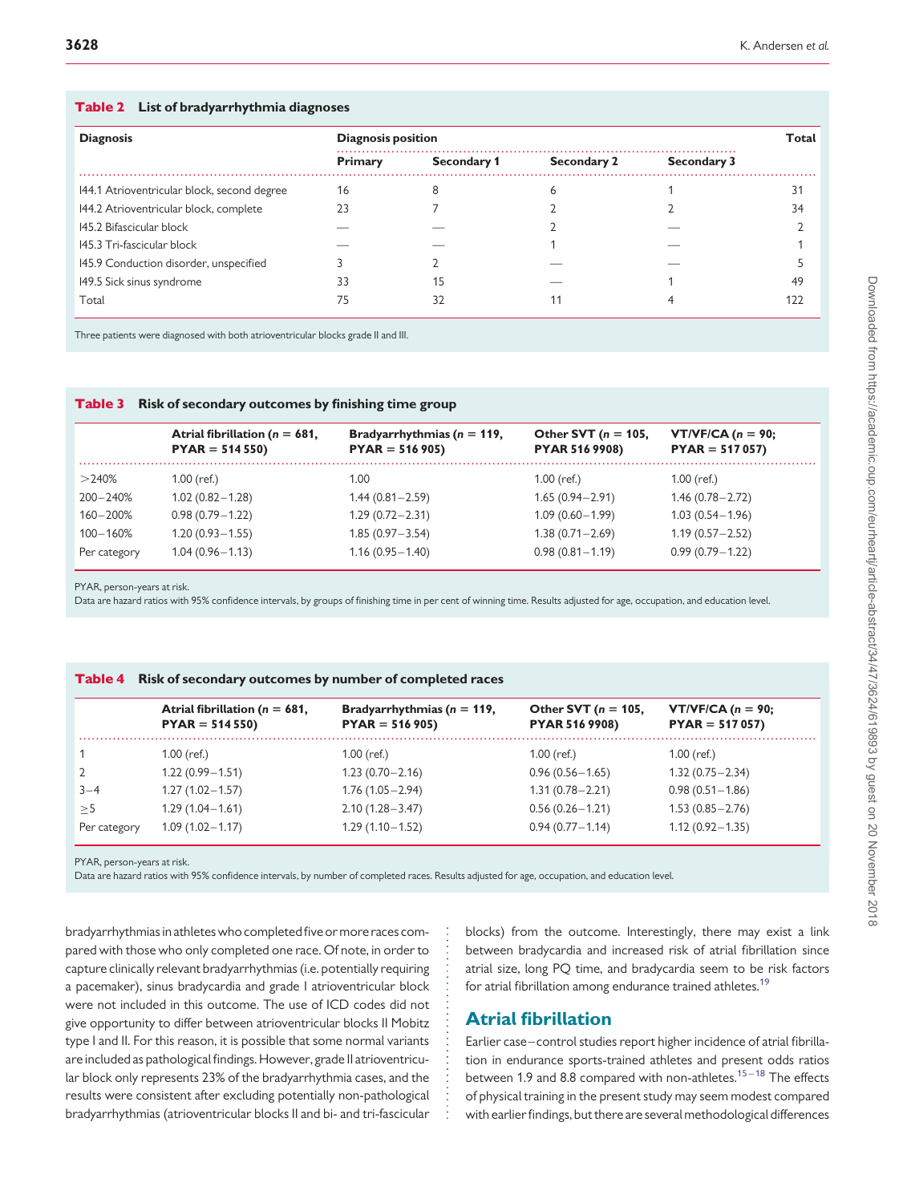**Table 2** List of bradyarrhythmia diagnoses

| Diagnosis | Diagnosis position | | | | Total |
|---|---|---|---|---|---|
| | Primary | Secondary 1 | Secondary 2 | Secondary 3 | |
| I44.1 Atrioventricular block, second degree | 16 | 8 | 6 | 1 | 31 |
| I44.2 Atrioventricular block, complete | 23 | 7 | 2 | 2 | 34 |
| I45.2 Bifascicular block | — | — | 2 | — | 2 |
| I45.3 Tri-fascicular block | — | — | 1 | — | 1 |
| I45.9 Conduction disorder, unspecified | 3 | 2 | — | — | 5 |
| I49.5 Sick sinus syndrome | 33 | 15 | — | 1 | 49 |
| Total | 75 | 32 | 11 | 4 | 122 |

Three patients were diagnosed with both atrioventricular blocks grade II and III.

**Table 3** Risk of secondary outcomes by finishing time group

| | Atrial fibrillation ($n$ = 681, PYAR = 514 550) | Bradyarrhythmias ($n$ = 119, PYAR = 516 905) | Other SVT ($n$ = 105, PYAR 516 9908) | VT/VF/CA ($n$ = 90; PYAR = 517 057) |
|---|---|---|---|---|
| >240% | 1.00 (ref.) | 1.00 | 1.00 (ref.) | 1.00 (ref.) |
| 200–240% | 1.02 (0.82–1.28) | 1.44 (0.81–2.59) | 1.65 (0.94–2.91) | 1.46 (0.78–2.72) |
| 160–200% | 0.98 (0.79–1.22) | 1.29 (0.72–2.31) | 1.09 (0.60–1.99) | 1.03 (0.54–1.96) |
| 100–160% | 1.20 (0.93–1.55) | 1.85 (0.97–3.54) | 1.38 (0.71–2.69) | 1.19 (0.57–2.52) |
| Per category | 1.04 (0.96–1.13) | 1.16 (0.95–1.40) | 0.98 (0.81–1.19) | 0.99 (0.79–1.22) |

PYAR, person-years at risk.
Data are hazard ratios with 95% confidence intervals, by groups of finishing time in per cent of winning time. Results adjusted for age, occupation, and education level.

**Table 4** Risk of secondary outcomes by number of completed races

| | Atrial fibrillation ($n$ = 681, PYAR = 514 550) | Bradyarrhythmias ($n$ = 119, PYAR = 516 905) | Other SVT ($n$ = 105, PYAR 516 9908) | VT/VF/CA ($n$ = 90; PYAR = 517 057) |
|---|---|---|---|---|
| 1 | 1.00 (ref.) | 1.00 (ref.) | 1.00 (ref.) | 1.00 (ref.) |
| 2 | 1.22 (0.99–1.51) | 1.23 (0.70–2.16) | 0.96 (0.56–1.65) | 1.32 (0.75–2.34) |
| 3–4 | 1.27 (1.02–1.57) | 1.76 (1.05–2.94) | 1.31 (0.78–2.21) | 0.98 (0.51–1.86) |
| ≥5 | 1.29 (1.04–1.61) | 2.10 (1.28–3.47) | 0.56 (0.26–1.21) | 1.53 (0.85–2.76) |
| Per category | 1.09 (1.02–1.17) | 1.29 (1.10–1.52) | 0.94 (0.77–1.14) | 1.12 (0.92–1.35) |

PYAR, person-years at risk.
Data are hazard ratios with 95% confidence intervals, by number of completed races. Results adjusted for age, occupation, and education level.

bradyarrhythmias in athletes who completed five or more races compared with those who only completed one race. Of note, in order to capture clinically relevant bradyarrhythmias (i.e. potentially requiring a pacemaker), sinus bradycardia and grade I atrioventricular block were not included in this outcome. The use of ICD codes did not give opportunity to differ between atrioventricular blocks II Mobitz type I and II. For this reason, it is possible that some normal variants are included as pathological findings. However, grade II atrioventricular block only represents 23% of the bradyarrhythmia cases, and the results were consistent after excluding potentially non-pathological bradyarrhythmias (atrioventricular blocks II and bi- and tri-fascicular blocks) from the outcome. Interestingly, there may exist a link between bradycardia and increased risk of atrial fibrillation since atrial size, long PQ time, and bradycardia seem to be risk factors for atrial fibrillation among endurance trained athletes.[19]

## Atrial fibrillation

Earlier case–control studies report higher incidence of atrial fibrillation in endurance sports-trained athletes and present odds ratios between 1.9 and 8.8 compared with non-athletes.[15–18] The effects of physical training in the present study may seem modest compared with earlier findings, but there are several methodological differences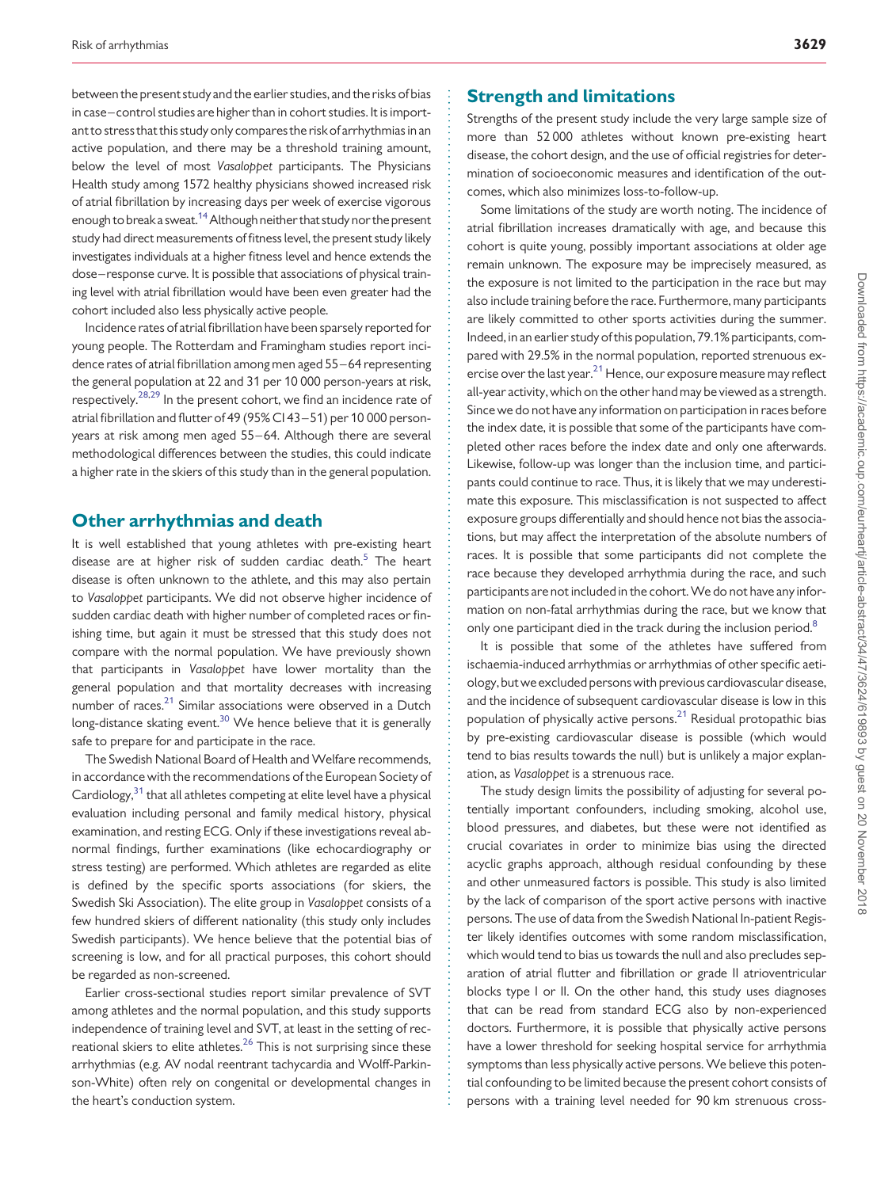between the present study and the earlier studies, and the risks of bias in case–control studies are higher than in cohort studies. It is important to stress that this study only compares the risk of arrhythmias in an active population, and there may be a threshold training amount, below the level of most *Vasaloppet* participants. The Physicians Health study among 1572 healthy physicians showed increased risk of atrial fibrillation by increasing days per week of exercise vigorous enough to break a sweat.[14] Although neither that study nor the present study had direct measurements of fitness level, the present study likely investigates individuals at a higher fitness level and hence extends the dose–response curve. It is possible that associations of physical training level with atrial fibrillation would have been even greater had the cohort included also less physically active people.

Incidence rates of atrial fibrillation have been sparsely reported for young people. The Rotterdam and Framingham studies report incidence rates of atrial fibrillation among men aged 55–64 representing the general population at 22 and 31 per 10 000 person-years at risk, respectively.[28,29] In the present cohort, we find an incidence rate of atrial fibrillation and flutter of 49 (95% CI 43–51) per 10 000 person-years at risk among men aged 55–64. Although there are several methodological differences between the studies, this could indicate a higher rate in the skiers of this study than in the general population.

## Other arrhythmias and death

It is well established that young athletes with pre-existing heart disease are at higher risk of sudden cardiac death.[5] The heart disease is often unknown to the athlete, and this may also pertain to *Vasaloppet* participants. We did not observe higher incidence of sudden cardiac death with higher number of completed races or finishing time, but again it must be stressed that this study does not compare with the normal population. We have previously shown that participants in *Vasaloppet* have lower mortality than the general population and that mortality decreases with increasing number of races.[21] Similar associations were observed in a Dutch long-distance skating event.[30] We hence believe that it is generally safe to prepare for and participate in the race.

The Swedish National Board of Health and Welfare recommends, in accordance with the recommendations of the European Society of Cardiology,[31] that all athletes competing at elite level have a physical evaluation including personal and family medical history, physical examination, and resting ECG. Only if these investigations reveal abnormal findings, further examinations (like echocardiography or stress testing) are performed. Which athletes are regarded as elite is defined by the specific sports associations (for skiers, the Swedish Ski Association). The elite group in *Vasaloppet* consists of a few hundred skiers of different nationality (this study only includes Swedish participants). We hence believe that the potential bias of screening is low, and for all practical purposes, this cohort should be regarded as non-screened.

Earlier cross-sectional studies report similar prevalence of SVT among athletes and the normal population, and this study supports independence of training level and SVT, at least in the setting of recreational skiers to elite athletes.[26] This is not surprising since these arrhythmias (e.g. AV nodal reentrant tachycardia and Wolff-Parkinson-White) often rely on congenital or developmental changes in the heart's conduction system.

## Strength and limitations

Strengths of the present study include the very large sample size of more than 52 000 athletes without known pre-existing heart disease, the cohort design, and the use of official registries for determination of socioeconomic measures and identification of the outcomes, which also minimizes loss-to-follow-up.

Some limitations of the study are worth noting. The incidence of atrial fibrillation increases dramatically with age, and because this cohort is quite young, possibly important associations at older age remain unknown. The exposure may be imprecisely measured, as the exposure is not limited to the participation in the race but may also include training before the race. Furthermore, many participants are likely committed to other sports activities during the summer. Indeed, in an earlier study of this population, 79.1% participants, compared with 29.5% in the normal population, reported strenuous exercise over the last year.[21] Hence, our exposure measure may reflect all-year activity, which on the other hand may be viewed as a strength. Since we do not have any information on participation in races before the index date, it is possible that some of the participants have completed other races before the index date and only one afterwards. Likewise, follow-up was longer than the inclusion time, and participants could continue to race. Thus, it is likely that we may underestimate this exposure. This misclassification is not suspected to affect exposure groups differentially and should hence not bias the associations, but may affect the interpretation of the absolute numbers of races. It is possible that some participants did not complete the race because they developed arrhythmia during the race, and such participants are not included in the cohort. We do not have any information on non-fatal arrhythmias during the race, but we know that only one participant died in the track during the inclusion period.[8]

It is possible that some of the athletes have suffered from ischaemia-induced arrhythmias or arrhythmias of other specific aetiology, but we excluded persons with previous cardiovascular disease, and the incidence of subsequent cardiovascular disease is low in this population of physically active persons.[21] Residual protopathic bias by pre-existing cardiovascular disease is possible (which would tend to bias results towards the null) but is unlikely a major explanation, as *Vasaloppet* is a strenuous race.

The study design limits the possibility of adjusting for several potentially important confounders, including smoking, alcohol use, blood pressures, and diabetes, but these were not identified as crucial covariates in order to minimize bias using the directed acyclic graphs approach, although residual confounding by these and other unmeasured factors is possible. This study is also limited by the lack of comparison of the sport active persons with inactive persons. The use of data from the Swedish National In-patient Register likely identifies outcomes with some random misclassification, which would tend to bias us towards the null and also precludes separation of atrial flutter and fibrillation or grade II atrioventricular blocks type I or II. On the other hand, this study uses diagnoses that can be read from standard ECG also by non-experienced doctors. Furthermore, it is possible that physically active persons have a lower threshold for seeking hospital service for arrhythmia symptoms than less physically active persons. We believe this potential confounding to be limited because the present cohort consists of persons with a training level needed for 90 km strenuous cross-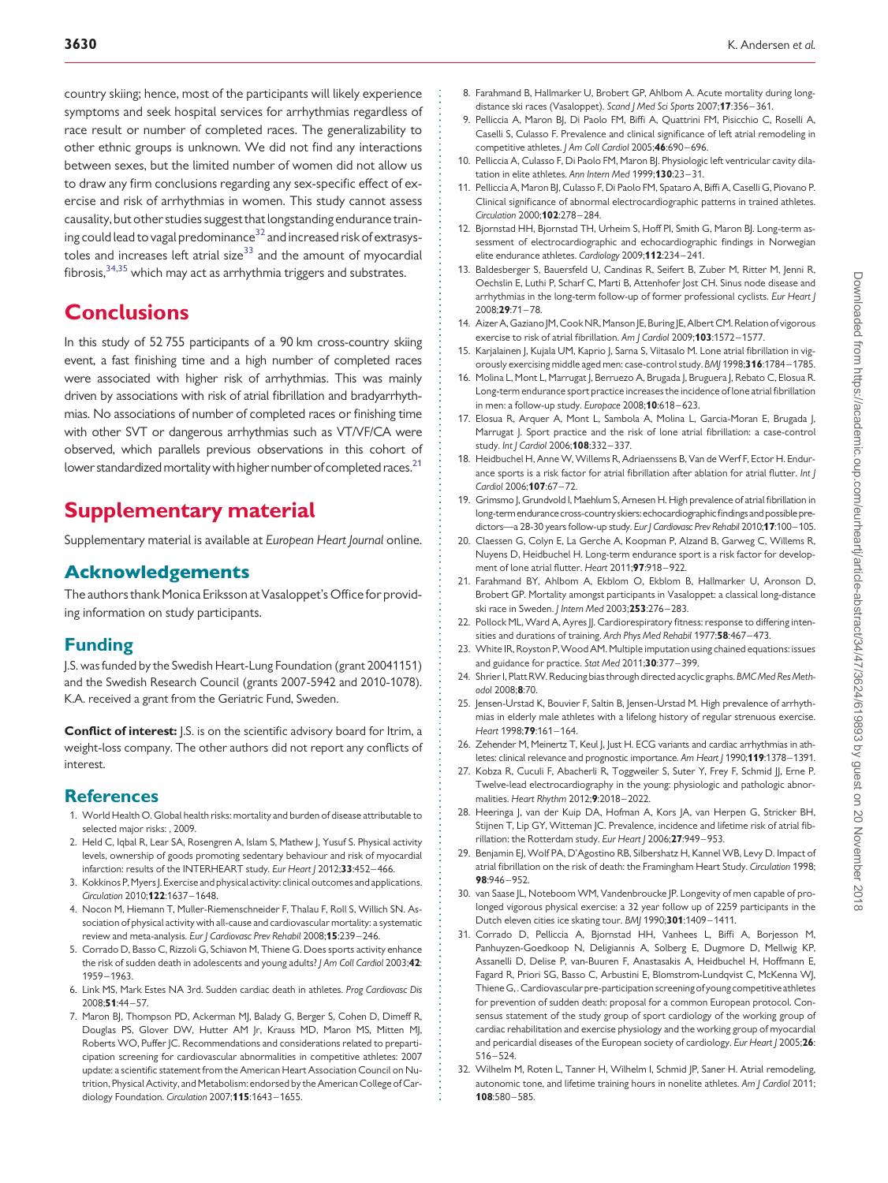country skiing; hence, most of the participants will likely experience symptoms and seek hospital services for arrhythmias regardless of race result or number of completed races. The generalizability to other ethnic groups is unknown. We did not find any interactions between sexes, but the limited number of women did not allow us to draw any firm conclusions regarding any sex-specific effect of exercise and risk of arrhythmias in women. This study cannot assess causality, but other studies suggest that longstanding endurance training could lead to vagal predominance[32] and increased risk of extrasystoles and increases left atrial size[33] and the amount of myocardial fibrosis,[34,35] which may act as arrhythmia triggers and substrates.

# Conclusions

In this study of 52 755 participants of a 90 km cross-country skiing event, a fast finishing time and a high number of completed races were associated with higher risk of arrhythmias. This was mainly driven by associations with risk of atrial fibrillation and bradyarrhythmias. No associations of number of completed races or finishing time with other SVT or dangerous arrhythmias such as VT/VF/CA were observed, which parallels previous observations in this cohort of lower standardized mortality with higher number of completed races.[21]

# Supplementary material

Supplementary material is available at *European Heart Journal* online.

## Acknowledgements

The authors thank Monica Eriksson at Vasaloppet's Office for providing information on study participants.

## Funding

J.S. was funded by the Swedish Heart-Lung Foundation (grant 20041151) and the Swedish Research Council (grants 2007-5942 and 2010-1078). K.A. received a grant from the Geriatric Fund, Sweden.

**Conflict of interest:** J.S. is on the scientific advisory board for Itrim, a weight-loss company. The other authors did not report any conflicts of interest.

## References

1. World Health O. Global health risks: mortality and burden of disease attributable to selected major risks: , 2009.
2. Held C, Iqbal R, Lear SA, Rosengren A, Islam S, Mathew J, Yusuf S. Physical activity levels, ownership of goods promoting sedentary behaviour and risk of myocardial infarction: results of the INTERHEART study. *Eur Heart J* 2012;**33**:452–466.
3. Kokkinos P, Myers J. Exercise and physical activity: clinical outcomes and applications. *Circulation* 2010;**122**:1637–1648.
4. Nocon M, Hiemann T, Muller-Riemenschneider F, Thalau F, Roll S, Willich SN. Association of physical activity with all-cause and cardiovascular mortality: a systematic review and meta-analysis. *Eur J Cardiovasc Prev Rehabil* 2008;**15**:239–246.
5. Corrado D, Basso C, Rizzoli G, Schiavon M, Thiene G. Does sports activity enhance the risk of sudden death in adolescents and young adults? *J Am Coll Cardiol* 2003;**42**: 1959–1963.
6. Link MS, Mark Estes NA 3rd. Sudden cardiac death in athletes. *Prog Cardiovasc Dis* 2008;**51**:44–57.
7. Maron BJ, Thompson PD, Ackerman MJ, Balady G, Berger S, Cohen D, Dimeff R, Douglas PS, Glover DW, Hutter AM Jr, Krauss MD, Maron MS, Mitten MJ, Roberts WO, Puffer JC. Recommendations and considerations related to preparticipation screening for cardiovascular abnormalities in competitive athletes: 2007 update: a scientific statement from the American Heart Association Council on Nutrition, Physical Activity, and Metabolism: endorsed by the American College of Cardiology Foundation. *Circulation* 2007;**115**:1643–1655.
8. Farahmand B, Hallmarker U, Brobert GP, Ahlbom A. Acute mortality during long-distance ski races (Vasaloppet). *Scand J Med Sci Sports* 2007;**17**:356–361.
9. Pelliccia A, Maron BJ, Di Paolo FM, Biffi A, Quattrini FM, Pisicchio C, Roselli A, Caselli S, Culasso F. Prevalence and clinical significance of left atrial remodeling in competitive athletes. *J Am Coll Cardiol* 2005;**46**:690–696.
10. Pelliccia A, Culasso F, Di Paolo FM, Maron BJ. Physiologic left ventricular cavity dilatation in elite athletes. *Ann Intern Med* 1999;**130**:23–31.
11. Pelliccia A, Maron BJ, Culasso F, Di Paolo FM, Spataro A, Biffi A, Caselli G, Piovano P. Clinical significance of abnormal electrocardiographic patterns in trained athletes. *Circulation* 2000;**102**:278–284.
12. Bjornstad HH, Bjornstad TH, Urheim S, Hoff PI, Smith G, Maron BJ. Long-term assessment of electrocardiographic and echocardiographic findings in Norwegian elite endurance athletes. *Cardiology* 2009;**112**:234–241.
13. Baldesberger S, Bauersfeld U, Candinas R, Seifert B, Zuber M, Ritter M, Jenni R, Oechslin E, Luthi P, Scharf C, Marti B, Attenhofer Jost CH. Sinus node disease and arrhythmias in the long-term follow-up of former professional cyclists. *Eur Heart J* 2008;**29**:71–78.
14. Aizer A, Gaziano JM, Cook NR, Manson JE, Buring JE, Albert CM. Relation of vigorous exercise to risk of atrial fibrillation. *Am J Cardiol* 2009;**103**:1572–1577.
15. Karjalainen J, Kujala UM, Kaprio J, Sarna S, Viitasalo M. Lone atrial fibrillation in vigorously exercising middle aged men: case-control study. *BMJ* 1998;**316**:1784–1785.
16. Molina L, Mont L, Marrugat J, Berruezo A, Brugada J, Bruguera J, Rebato C, Elosua R. Long-term endurance sport practice increases the incidence of lone atrial fibrillation in men: a follow-up study. *Europace* 2008;**10**:618–623.
17. Elosua R, Arquer A, Mont L, Sambola A, Molina L, Garcia-Moran E, Brugada J, Marrugat J. Sport practice and the risk of lone atrial fibrillation: a case-control study. *Int J Cardiol* 2006;**108**:332–337.
18. Heidbuchel H, Anne W, Willems R, Adriaenssens B, Van de Werf F, Ector H. Endurance sports is a risk factor for atrial fibrillation after ablation for atrial flutter. *Int J Cardiol* 2006;**107**:67–72.
19. Grimsmo J, Grundvold I, Maehlum S, Arnesen H. High prevalence of atrial fibrillation in long-term endurance cross-country skiers: echocardiographic findings and possible predictors—a 28-30 years follow-up study. *Eur J Cardiovasc Prev Rehabil* 2010;**17**:100–105.
20. Claessen G, Colyn E, La Gerche A, Koopman P, Alzand B, Garweg C, Willems R, Nuyens D, Heidbuchel H. Long-term endurance sport is a risk factor for development of lone atrial flutter. *Heart* 2011;**97**:918–922.
21. Farahmand BY, Ahlbom A, Ekblom O, Ekblom B, Hallmarker U, Aronson D, Brobert GP. Mortality amongst participants in Vasaloppet: a classical long-distance ski race in Sweden. *J Intern Med* 2003;**253**:276–283.
22. Pollock ML, Ward A, Ayres JJ. Cardiorespiratory fitness: response to differing intensities and durations of training. *Arch Phys Med Rehabil* 1977;**58**:467–473.
23. White IR, Royston P, Wood AM. Multiple imputation using chained equations: issues and guidance for practice. *Stat Med* 2011;**30**:377–399.
24. Shrier I, Platt RW. Reducing bias through directed acyclic graphs. *BMC Med Res Methodol* 2008;**8**:70.
25. Jensen-Urstad K, Bouvier F, Saltin B, Jensen-Urstad M. High prevalence of arrhythmias in elderly male athletes with a lifelong history of regular strenuous exercise. *Heart* 1998;**79**:161–164.
26. Zehender M, Meinertz T, Keul J, Just H. ECG variants and cardiac arrhythmias in athletes: clinical relevance and prognostic importance. *Am Heart J* 1990;**119**:1378–1391.
27. Kobza R, Cuculi F, Abacherli R, Toggweiler S, Suter Y, Frey F, Schmid JJ, Erne P. Twelve-lead electrocardiography in the young: physiologic and pathologic abnormalities. *Heart Rhythm* 2012;**9**:2018–2022.
28. Heeringa J, van der Kuip DA, Hofman A, Kors JA, van Herpen G, Stricker BH, Stijnen T, Lip GY, Witteman JC. Prevalence, incidence and lifetime risk of atrial fibrillation: the Rotterdam study. *Eur Heart J* 2006;**27**:949–953.
29. Benjamin EJ, Wolf PA, D'Agostino RB, Silbershatz H, Kannel WB, Levy D. Impact of atrial fibrillation on the risk of death: the Framingham Heart Study. *Circulation* 1998; **98**:946–952.
30. van Saase JL, Noteboom WM, Vandenbroucke JP. Longevity of men capable of prolonged vigorous physical exercise: a 32 year follow up of 2259 participants in the Dutch eleven cities ice skating tour. *BMJ* 1990;**301**:1409–1411.
31. Corrado D, Pelliccia A, Bjornstad HH, Vanhees L, Biffi A, Borjesson M, Panhuyzen-Goedkoop N, Deligiannis A, Solberg E, Dugmore D, Mellwig KP, Assanelli D, Delise P, van-Buuren F, Anastasakis A, Heidbuchel H, Hoffmann E, Fagard R, Priori SG, Basso C, Arbustini E, Blomstrom-Lundqvist C, McKenna WJ, Thiene G, . Cardiovascular pre-participation screening of young competitive athletes for prevention of sudden death: proposal for a common European protocol. Consensus statement of the study group of sport cardiology of the working group of cardiac rehabilitation and exercise physiology and the working group of myocardial and pericardial diseases of the European society of cardiology. *Eur Heart J* 2005;**26**: 516–524.
32. Wilhelm M, Roten L, Tanner H, Wilhelm I, Schmid JP, Saner H. Atrial remodeling, autonomic tone, and lifetime training hours in nonelite athletes. *Am J Cardiol* 2011; **108**:580–585.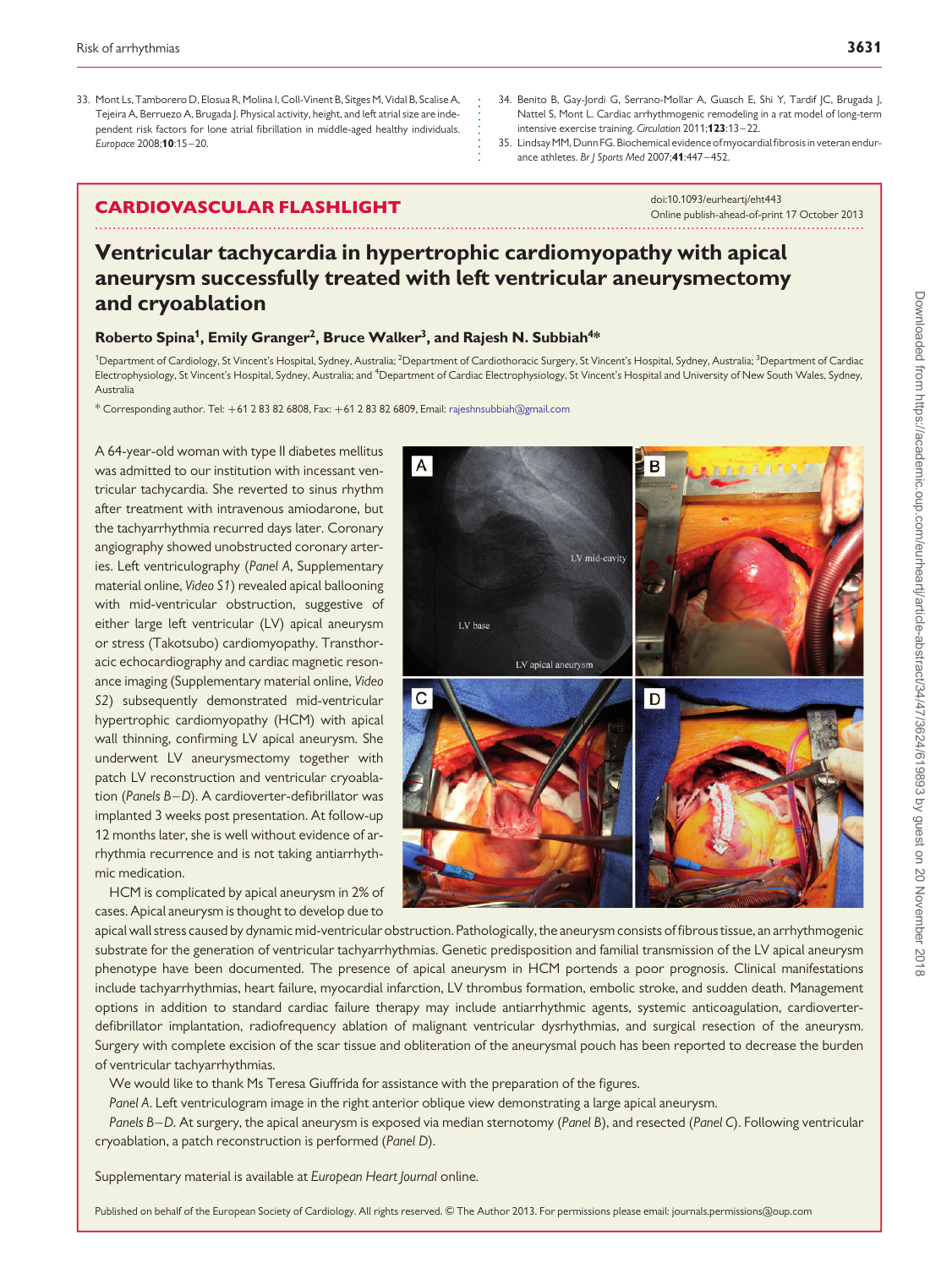33. Mont Ls, Tamborero D, Elosua R, Molina I, Coll-Vinent B, Sitges M, Vidal B, Scalise A, Tejeira A, Berruezo A, Brugada J. Physical activity, height, and left atrial size are independent risk factors for lone atrial fibrillation in middle-aged healthy individuals. *Europace* 2008;**10**:15–20.

34. Benito B, Gay-Jordi G, Serrano-Mollar A, Guasch E, Shi Y, Tardif JC, Brugada J, Nattel S, Mont L. Cardiac arrhythmogenic remodeling in a rat model of long-term intensive exercise training. *Circulation* 2011;**123**:13–22.

35. Lindsay MM, Dunn FG. Biochemical evidence of myocardial fibrosis in veteran endurance athletes. *Br J Sports Med* 2007;**41**:447–452.

## CARDIOVASCULAR FLASHLIGHT

doi:10.1093/eurheartj/eht443
Online publish-ahead-of-print 17 October 2013

# Ventricular tachycardia in hypertrophic cardiomyopathy with apical aneurysm successfully treated with left ventricular aneurysmectomy and cryoablation

**Roberto Spina[1], Emily Granger[2], Bruce Walker[3], and Rajesh N. Subbiah[4]***

[1]Department of Cardiology, St Vincent's Hospital, Sydney, Australia; [2]Department of Cardiothoracic Surgery, St Vincent's Hospital, Sydney, Australia; [3]Department of Cardiac Electrophysiology, St Vincent's Hospital, Sydney, Australia; and [4]Department of Cardiac Electrophysiology, St Vincent's Hospital and University of New South Wales, Sydney, Australia

* Corresponding author. Tel: +61 2 83 82 6808, Fax: +61 2 83 82 6809, Email: rajeshnsubbiah@gmail.com

A 64-year-old woman with type II diabetes mellitus was admitted to our institution with incessant ventricular tachycardia. She reverted to sinus rhythm after treatment with intravenous amiodarone, but the tachyarrhythmia recurred days later. Coronary angiography showed unobstructed coronary arteries. Left ventriculography (*Panel A*, Supplementary material online, *Video S1*) revealed apical ballooning with mid-ventricular obstruction, suggestive of either large left ventricular (LV) apical aneurysm or stress (Takotsubo) cardiomyopathy. Transthoracic echocardiography and cardiac magnetic resonance imaging (Supplementary material online, *Video S2*) subsequently demonstrated mid-ventricular hypertrophic cardiomyopathy (HCM) with apical wall thinning, confirming LV apical aneurysm. She underwent LV aneurysmectomy together with patch LV reconstruction and ventricular cryoablation (*Panels B–D*). A cardioverter-defibrillator was implanted 3 weeks post presentation. At follow-up 12 months later, she is well without evidence of arrhythmia recurrence and is not taking antiarrhythmic medication.

HCM is complicated by apical aneurysm in 2% of cases. Apical aneurysm is thought to develop due to apical wall stress caused by dynamic mid-ventricular obstruction. Pathologically, the aneurysm consists of fibrous tissue, an arrhythmogenic substrate for the generation of ventricular tachyarrhythmias. Genetic predisposition and familial transmission of the LV apical aneurysm phenotype have been documented. The presence of apical aneurysm in HCM portends a poor prognosis. Clinical manifestations include tachyarrhythmias, heart failure, myocardial infarction, LV thrombus formation, embolic stroke, and sudden death. Management options in addition to standard cardiac failure therapy may include antiarrhythmic agents, systemic anticoagulation, cardioverter-defibrillator implantation, radiofrequency ablation of malignant ventricular dysrhythmias, and surgical resection of the aneurysm. Surgery with complete excision of the scar tissue and obliteration of the aneurysmal pouch has been reported to decrease the burden of ventricular tachyarrhythmias.

We would like to thank Ms Teresa Giuffrida for assistance with the preparation of the figures.

A
LV mid-cavity
LV base
LV apical aneurysm
B
C
D

*Panel A*. Left ventriculogram image in the right anterior oblique view demonstrating a large apical aneurysm.

*Panels B–D*. At surgery, the apical aneurysm is exposed via median sternotomy (*Panel B*), and resected (*Panel C*). Following ventricular cryoablation, a patch reconstruction is performed (*Panel D*).

Supplementary material is available at *European Heart Journal* online.

Published on behalf of the European Society of Cardiology. All rights reserved. © The Author 2013. For permissions please email: journals.permissions@oup.com